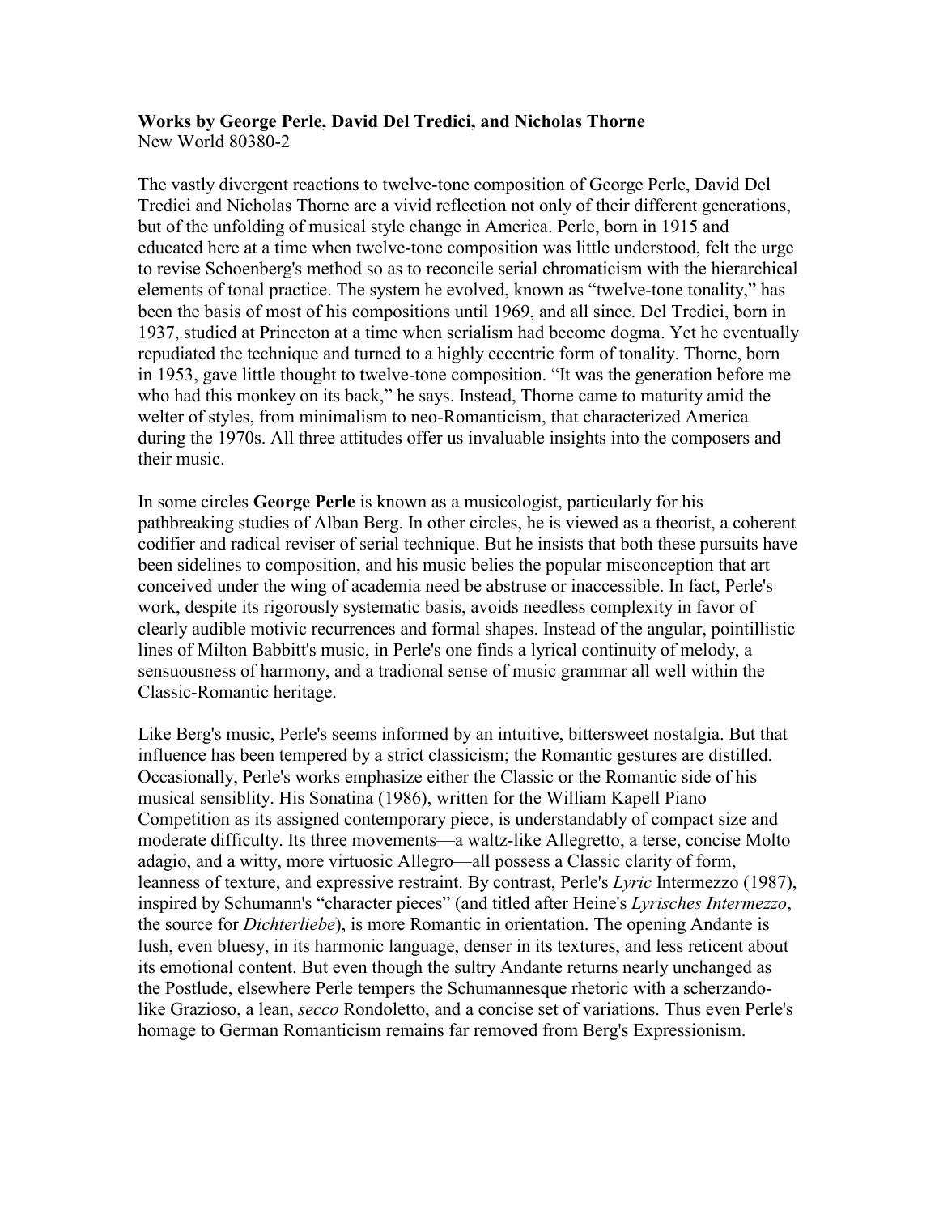**Works by George Perle, David Del Tredici, and Nicholas Thorne**
New World 80380-2

The vastly divergent reactions to twelve-tone composition of George Perle, David Del Tredici and Nicholas Thorne are a vivid reflection not only of their different generations, but of the unfolding of musical style change in America. Perle, born in 1915 and educated here at a time when twelve-tone composition was little understood, felt the urge to revise Schoenberg's method so as to reconcile serial chromaticism with the hierarchical elements of tonal practice. The system he evolved, known as "twelve-tone tonality," has been the basis of most of his compositions until 1969, and all since. Del Tredici, born in 1937, studied at Princeton at a time when serialism had become dogma. Yet he eventually repudiated the technique and turned to a highly eccentric form of tonality. Thorne, born in 1953, gave little thought to twelve-tone composition. "It was the generation before me who had this monkey on its back," he says. Instead, Thorne came to maturity amid the welter of styles, from minimalism to neo-Romanticism, that characterized America during the 1970s. All three attitudes offer us invaluable insights into the composers and their music.

In some circles **George Perle** is known as a musicologist, particularly for his pathbreaking studies of Alban Berg. In other circles, he is viewed as a theorist, a coherent codifier and radical reviser of serial technique. But he insists that both these pursuits have been sidelines to composition, and his music belies the popular misconception that art conceived under the wing of academia need be abstruse or inaccessible. In fact, Perle's work, despite its rigorously systematic basis, avoids needless complexity in favor of clearly audible motivic recurrences and formal shapes. Instead of the angular, pointillistic lines of Milton Babbitt's music, in Perle's one finds a lyrical continuity of melody, a sensuousness of harmony, and a tradional sense of music grammar all well within the Classic-Romantic heritage.

Like Berg's music, Perle's seems informed by an intuitive, bittersweet nostalgia. But that influence has been tempered by a strict classicism; the Romantic gestures are distilled. Occasionally, Perle's works emphasize either the Classic or the Romantic side of his musical sensiblity. His Sonatina (1986), written for the William Kapell Piano Competition as its assigned contemporary piece, is understandably of compact size and moderate difficulty. Its three movements—a waltz-like Allegretto, a terse, concise Molto adagio, and a witty, more virtuosic Allegro—all possess a Classic clarity of form, leanness of texture, and expressive restraint. By contrast, Perle's *Lyric* Intermezzo (1987), inspired by Schumann's "character pieces" (and titled after Heine's *Lyrisches Intermezzo*, the source for *Dichterliebe*), is more Romantic in orientation. The opening Andante is lush, even bluesy, in its harmonic language, denser in its textures, and less reticent about its emotional content. But even though the sultry Andante returns nearly unchanged as the Postlude, elsewhere Perle tempers the Schumannesque rhetoric with a scherzando-like Grazioso, a lean, *secco* Rondoletto, and a concise set of variations. Thus even Perle's homage to German Romanticism remains far removed from Berg's Expressionism.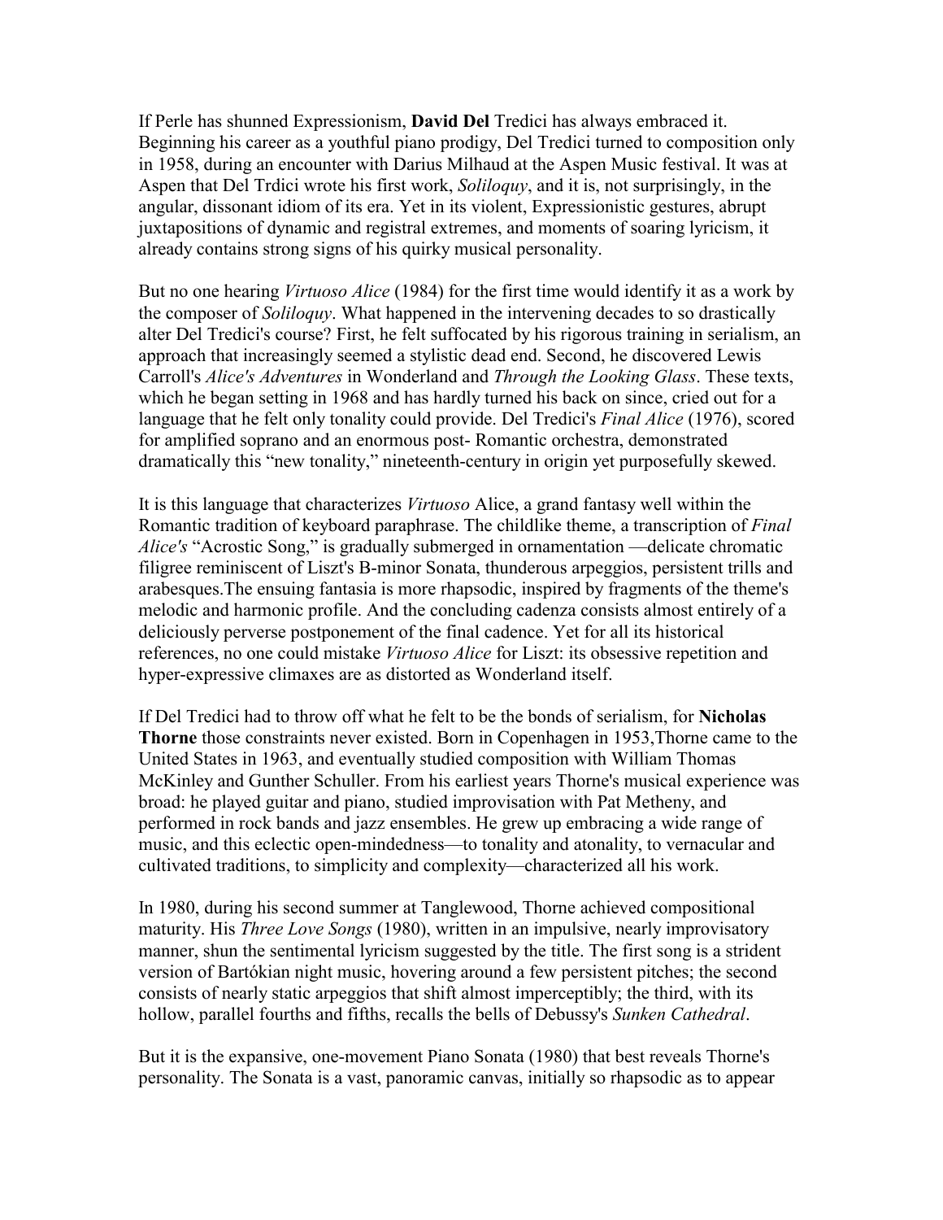If Perle has shunned Expressionism, **David Del** Tredici has always embraced it. Beginning his career as a youthful piano prodigy, Del Tredici turned to composition only in 1958, during an encounter with Darius Milhaud at the Aspen Music festival. It was at Aspen that Del Trdici wrote his first work, *Soliloquy*, and it is, not surprisingly, in the angular, dissonant idiom of its era. Yet in its violent, Expressionistic gestures, abrupt juxtapositions of dynamic and registral extremes, and moments of soaring lyricism, it already contains strong signs of his quirky musical personality.

But no one hearing *Virtuoso Alice* (1984) for the first time would identify it as a work by the composer of *Soliloquy*. What happened in the intervening decades to so drastically alter Del Tredici's course? First, he felt suffocated by his rigorous training in serialism, an approach that increasingly seemed a stylistic dead end. Second, he discovered Lewis Carroll's *Alice's Adventures* in Wonderland and *Through the Looking Glass*. These texts, which he began setting in 1968 and has hardly turned his back on since, cried out for a language that he felt only tonality could provide. Del Tredici's *Final Alice* (1976), scored for amplified soprano and an enormous post- Romantic orchestra, demonstrated dramatically this "new tonality," nineteenth-century in origin yet purposefully skewed.

It is this language that characterizes *Virtuoso* Alice, a grand fantasy well within the Romantic tradition of keyboard paraphrase. The childlike theme, a transcription of *Final Alice's* "Acrostic Song," is gradually submerged in ornamentation —delicate chromatic filigree reminiscent of Liszt's B-minor Sonata, thunderous arpeggios, persistent trills and arabesques.The ensuing fantasia is more rhapsodic, inspired by fragments of the theme's melodic and harmonic profile. And the concluding cadenza consists almost entirely of a deliciously perverse postponement of the final cadence. Yet for all its historical references, no one could mistake *Virtuoso Alice* for Liszt: its obsessive repetition and hyper-expressive climaxes are as distorted as Wonderland itself.

If Del Tredici had to throw off what he felt to be the bonds of serialism, for **Nicholas Thorne** those constraints never existed. Born in Copenhagen in 1953,Thorne came to the United States in 1963, and eventually studied composition with William Thomas McKinley and Gunther Schuller. From his earliest years Thorne's musical experience was broad: he played guitar and piano, studied improvisation with Pat Metheny, and performed in rock bands and jazz ensembles. He grew up embracing a wide range of music, and this eclectic open-mindedness—to tonality and atonality, to vernacular and cultivated traditions, to simplicity and complexity—characterized all his work.

In 1980, during his second summer at Tanglewood, Thorne achieved compositional maturity. His *Three Love Songs* (1980), written in an impulsive, nearly improvisatory manner, shun the sentimental lyricism suggested by the title. The first song is a strident version of Bartókian night music, hovering around a few persistent pitches; the second consists of nearly static arpeggios that shift almost imperceptibly; the third, with its hollow, parallel fourths and fifths, recalls the bells of Debussy's *Sunken Cathedral*.

But it is the expansive, one-movement Piano Sonata (1980) that best reveals Thorne's personality. The Sonata is a vast, panoramic canvas, initially so rhapsodic as to appear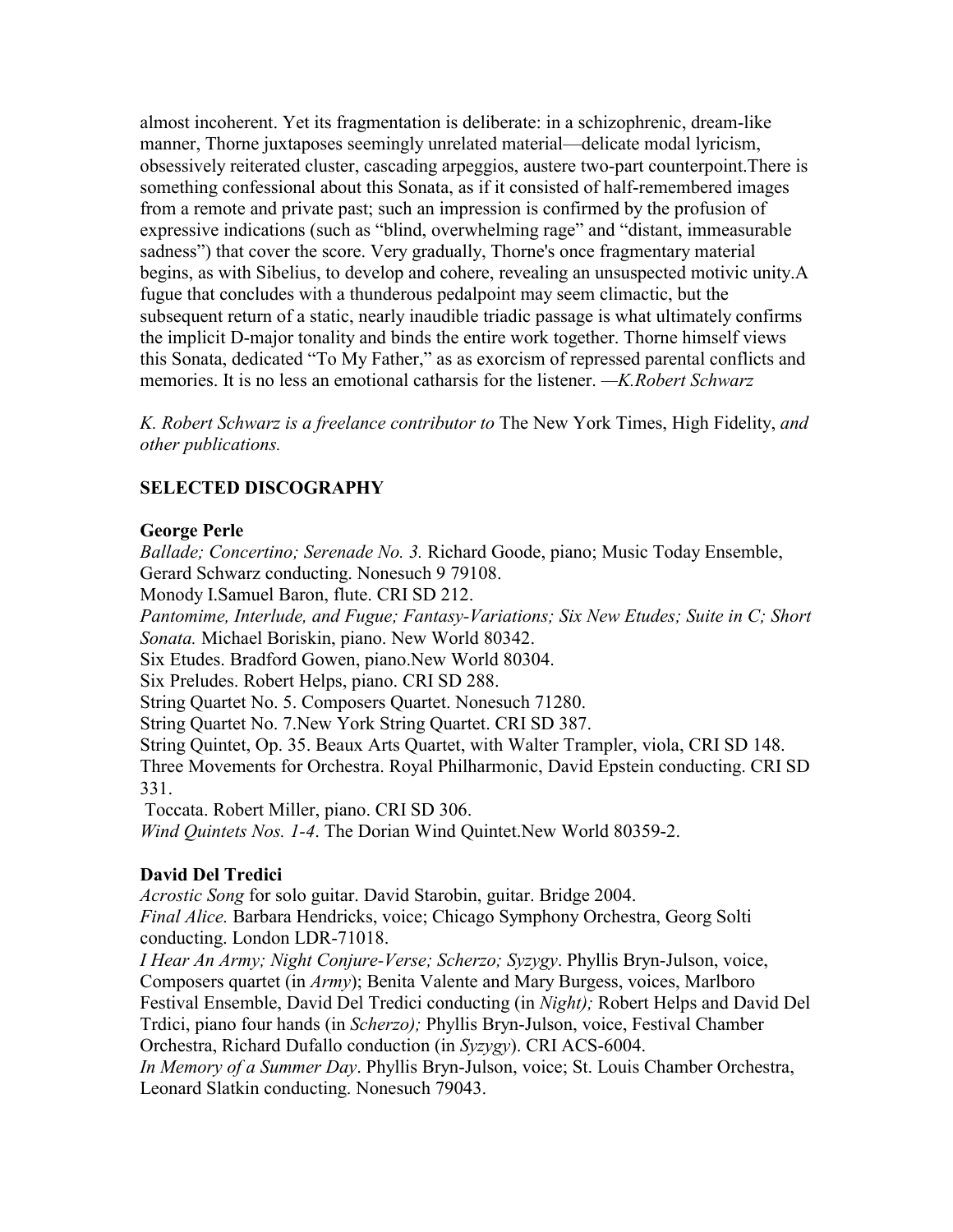almost incoherent. Yet its fragmentation is deliberate: in a schizophrenic, dream-like manner, Thorne juxtaposes seemingly unrelated material—delicate modal lyricism, obsessively reiterated cluster, cascading arpeggios, austere two-part counterpoint.There is something confessional about this Sonata, as if it consisted of half-remembered images from a remote and private past; such an impression is confirmed by the profusion of expressive indications (such as "blind, overwhelming rage" and "distant, immeasurable sadness") that cover the score. Very gradually, Thorne's once fragmentary material begins, as with Sibelius, to develop and cohere, revealing an unsuspected motivic unity.A fugue that concludes with a thunderous pedalpoint may seem climactic, but the subsequent return of a static, nearly inaudible triadic passage is what ultimately confirms the implicit D-major tonality and binds the entire work together. Thorne himself views this Sonata, dedicated "To My Father," as as exorcism of repressed parental conflicts and memories. It is no less an emotional catharsis for the listener. *—K.Robert Schwarz*

*K. Robert Schwarz is a freelance contributor to* The New York Times, High Fidelity, *and other publications.*

**SELECTED DISCOGRAPHY**

**George Perle**

*Ballade; Concertino; Serenade No. 3.* Richard Goode, piano; Music Today Ensemble, Gerard Schwarz conducting. Nonesuch 9 79108.
Monody I.Samuel Baron, flute. CRI SD 212.
*Pantomime, Interlude, and Fugue; Fantasy-Variations; Six New Etudes; Suite in C; Short Sonata.* Michael Boriskin, piano. New World 80342.
Six Etudes. Bradford Gowen, piano.New World 80304.
Six Preludes. Robert Helps, piano. CRI SD 288.
String Quartet No. 5. Composers Quartet. Nonesuch 71280.
String Quartet No. 7.New York String Quartet. CRI SD 387.
String Quintet, Op. 35. Beaux Arts Quartet, with Walter Trampler, viola, CRI SD 148.
Three Movements for Orchestra. Royal Philharmonic, David Epstein conducting. CRI SD 331.
Toccata. Robert Miller, piano. CRI SD 306.
*Wind Quintets Nos. 1-4*. The Dorian Wind Quintet.New World 80359-2.

**David Del Tredici**

*Acrostic Song* for solo guitar. David Starobin, guitar. Bridge 2004.
*Final Alice.* Barbara Hendricks, voice; Chicago Symphony Orchestra, Georg Solti conducting. London LDR-71018.
*I Hear An Army; Night Conjure-Verse; Scherzo; Syzygy*. Phyllis Bryn-Julson, voice, Composers quartet (in *Army*); Benita Valente and Mary Burgess, voices, Marlboro Festival Ensemble, David Del Tredici conducting (in *Night);* Robert Helps and David Del Trdici, piano four hands (in *Scherzo);* Phyllis Bryn-Julson, voice, Festival Chamber Orchestra, Richard Dufallo conduction (in *Syzygy*). CRI ACS-6004.
*In Memory of a Summer Day*. Phyllis Bryn-Julson, voice; St. Louis Chamber Orchestra, Leonard Slatkin conducting. Nonesuch 79043.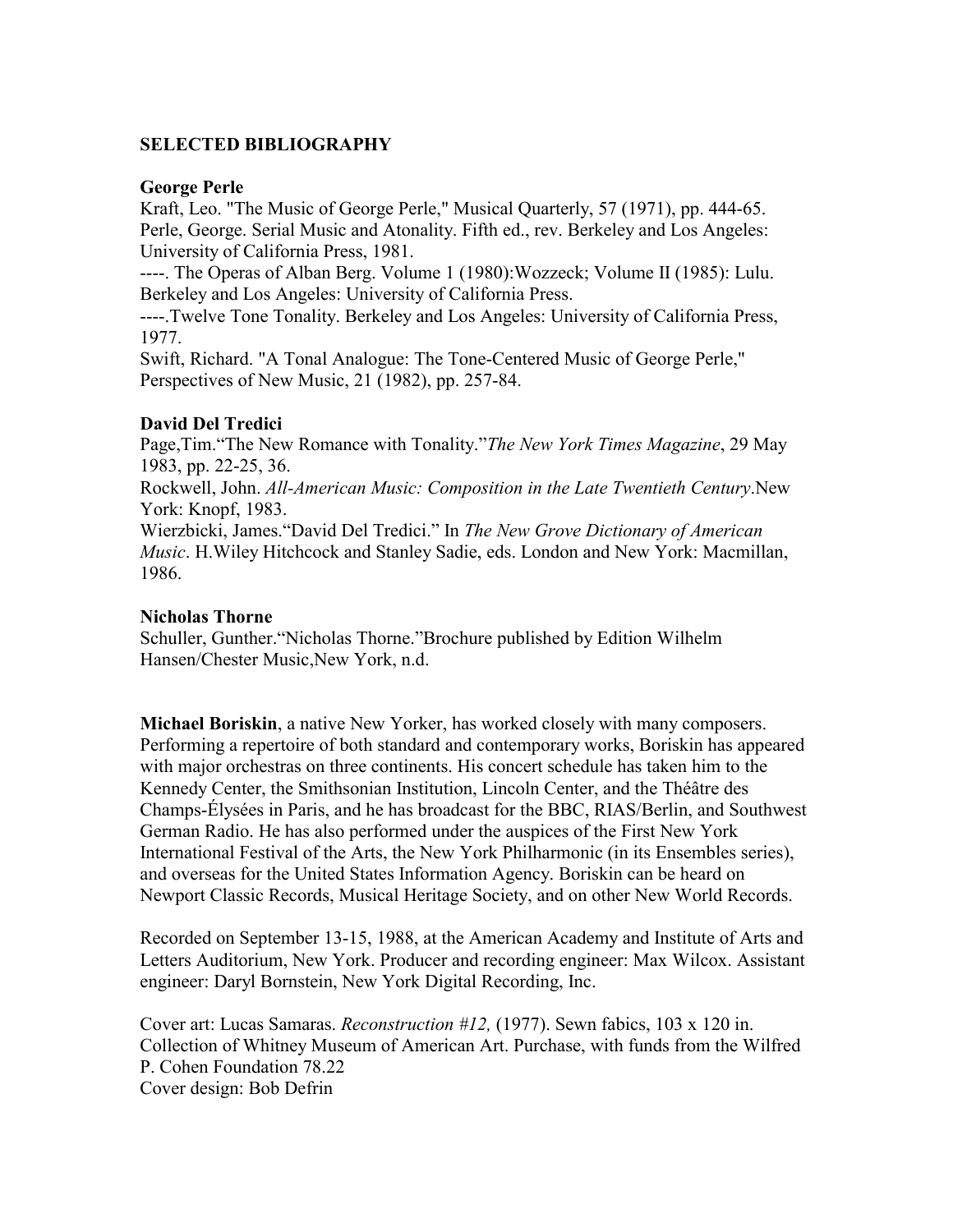### SELECTED BIBLIOGRAPHY

**George Perle**

Kraft, Leo. "The Music of George Perle," Musical Quarterly, 57 (1971), pp. 444-65.
Perle, George. Serial Music and Atonality. Fifth ed., rev. Berkeley and Los Angeles: University of California Press, 1981.
----. The Operas of Alban Berg. Volume 1 (1980):Wozzeck; Volume II (1985): Lulu. Berkeley and Los Angeles: University of California Press.
----.Twelve Tone Tonality. Berkeley and Los Angeles: University of California Press, 1977.
Swift, Richard. "A Tonal Analogue: The Tone-Centered Music of George Perle," Perspectives of New Music, 21 (1982), pp. 257-84.

**David Del Tredici**

Page,Tim."The New Romance with Tonality."*The New York Times Magazine*, 29 May 1983, pp. 22-25, 36.
Rockwell, John. *All-American Music: Composition in the Late Twentieth Century*.New York: Knopf, 1983.
Wierzbicki, James."David Del Tredici." In *The New Grove Dictionary of American Music*. H.Wiley Hitchcock and Stanley Sadie, eds. London and New York: Macmillan, 1986.

**Nicholas Thorne**

Schuller, Gunther."Nicholas Thorne."Brochure published by Edition Wilhelm Hansen/Chester Music,New York, n.d.

**Michael Boriskin**, a native New Yorker, has worked closely with many composers. Performing a repertoire of both standard and contemporary works, Boriskin has appeared with major orchestras on three continents. His concert schedule has taken him to the Kennedy Center, the Smithsonian Institution, Lincoln Center, and the Théâtre des Champs-Élysées in Paris, and he has broadcast for the BBC, RIAS/Berlin, and Southwest German Radio. He has also performed under the auspices of the First New York International Festival of the Arts, the New York Philharmonic (in its Ensembles series), and overseas for the United States Information Agency. Boriskin can be heard on Newport Classic Records, Musical Heritage Society, and on other New World Records.

Recorded on September 13-15, 1988, at the American Academy and Institute of Arts and Letters Auditorium, New York. Producer and recording engineer: Max Wilcox. Assistant engineer: Daryl Bornstein, New York Digital Recording, Inc.

Cover art: Lucas Samaras. *Reconstruction #12,* (1977). Sewn fabics, 103 x 120 in. Collection of Whitney Museum of American Art. Purchase, with funds from the Wilfred P. Cohen Foundation 78.22
Cover design: Bob Defrin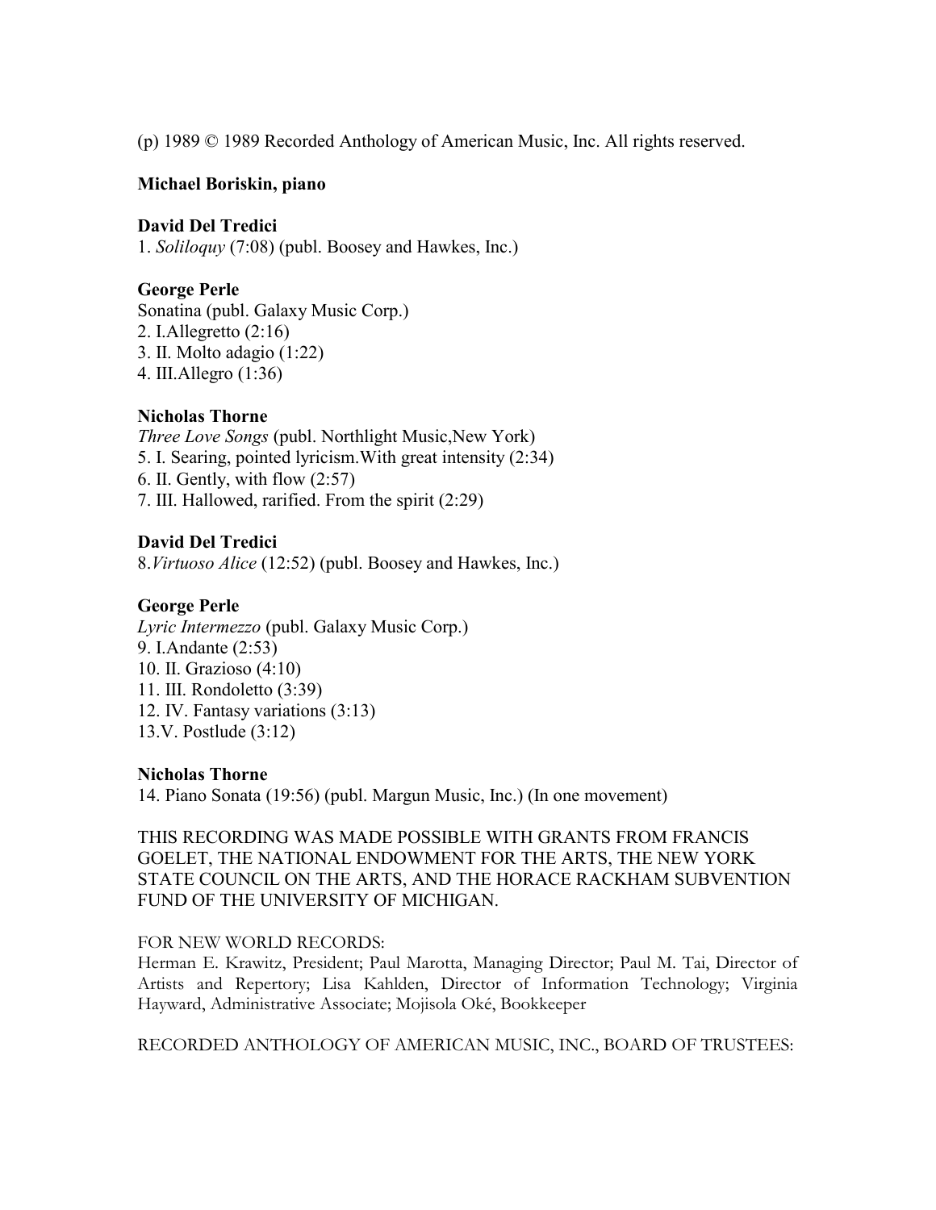(p) 1989 © 1989 Recorded Anthology of American Music, Inc. All rights reserved.

**Michael Boriskin, piano**

**David Del Tredici**
1. *Soliloquy* (7:08) (publ. Boosey and Hawkes, Inc.)

**George Perle**
Sonatina (publ. Galaxy Music Corp.)
2. I.Allegretto (2:16)
3. II. Molto adagio (1:22)
4. III.Allegro (1:36)

**Nicholas Thorne**
*Three Love Songs* (publ. Northlight Music,New York)
5. I. Searing, pointed lyricism.With great intensity (2:34)
6. II. Gently, with flow (2:57)
7. III. Hallowed, rarified. From the spirit (2:29)

**David Del Tredici**
8.*Virtuoso Alice* (12:52) (publ. Boosey and Hawkes, Inc.)

**George Perle**
*Lyric Intermezzo* (publ. Galaxy Music Corp.)
9. I.Andante (2:53)
10. II. Grazioso (4:10)
11. III. Rondoletto (3:39)
12. IV. Fantasy variations (3:13)
13.V. Postlude (3:12)

**Nicholas Thorne**
14. Piano Sonata (19:56) (publ. Margun Music, Inc.) (In one movement)

THIS RECORDING WAS MADE POSSIBLE WITH GRANTS FROM FRANCIS GOELET, THE NATIONAL ENDOWMENT FOR THE ARTS, THE NEW YORK STATE COUNCIL ON THE ARTS, AND THE HORACE RACKHAM SUBVENTION FUND OF THE UNIVERSITY OF MICHIGAN.

FOR NEW WORLD RECORDS:
Herman E. Krawitz, President; Paul Marotta, Managing Director; Paul M. Tai, Director of Artists and Repertory; Lisa Kahlden, Director of Information Technology; Virginia Hayward, Administrative Associate; Mojisola Oké, Bookkeeper

RECORDED ANTHOLOGY OF AMERICAN MUSIC, INC., BOARD OF TRUSTEES: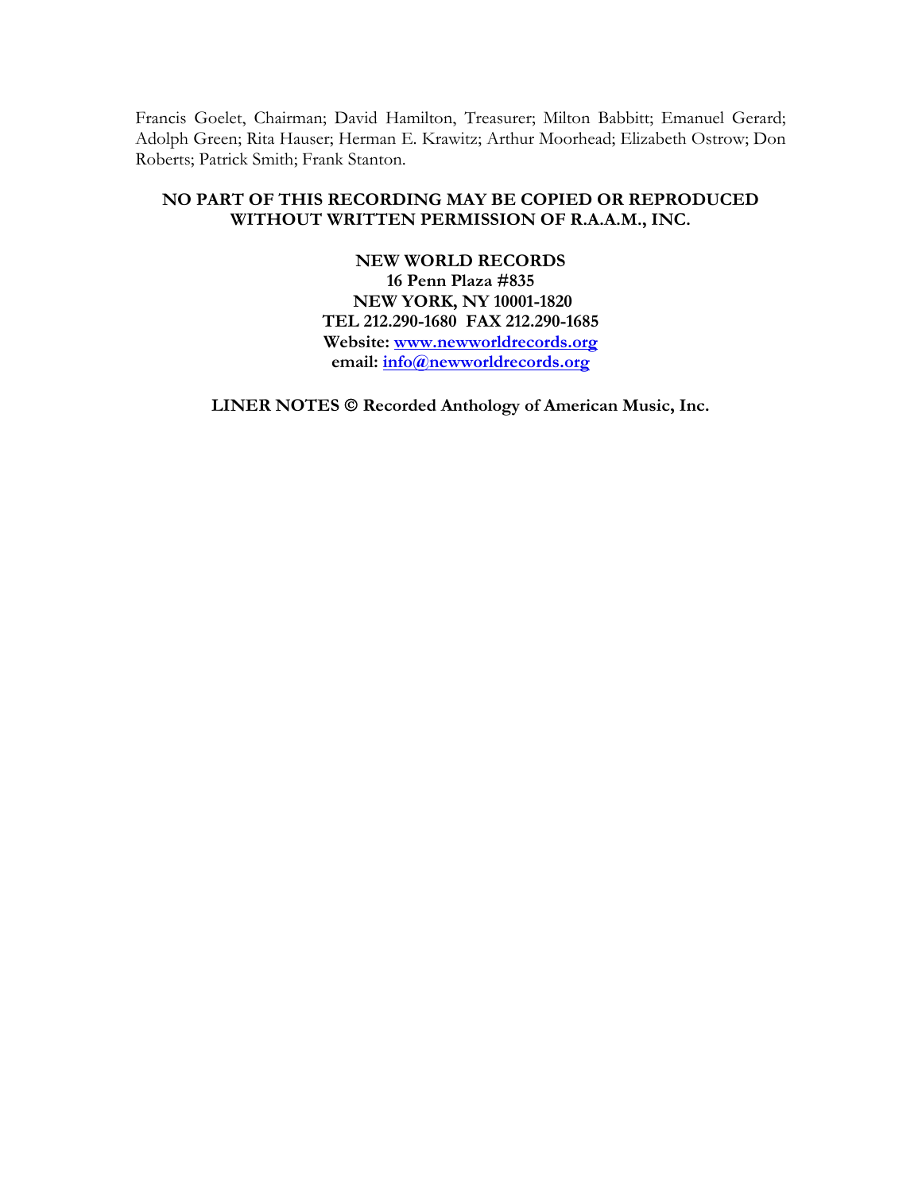Francis Goelet, Chairman; David Hamilton, Treasurer; Milton Babbitt; Emanuel Gerard; Adolph Green; Rita Hauser; Herman E. Krawitz; Arthur Moorhead; Elizabeth Ostrow; Don Roberts; Patrick Smith; Frank Stanton.

**NO PART OF THIS RECORDING MAY BE COPIED OR REPRODUCED WITHOUT WRITTEN PERMISSION OF R.A.A.M., INC.**

**NEW WORLD RECORDS**
**16 Penn Plaza #835**
**NEW YORK, NY 10001-1820**
**TEL 212.290-1680 FAX 212.290-1685**
**Website: www.newworldrecords.org**
**email: info@newworldrecords.org**

**LINER NOTES © Recorded Anthology of American Music, Inc.**